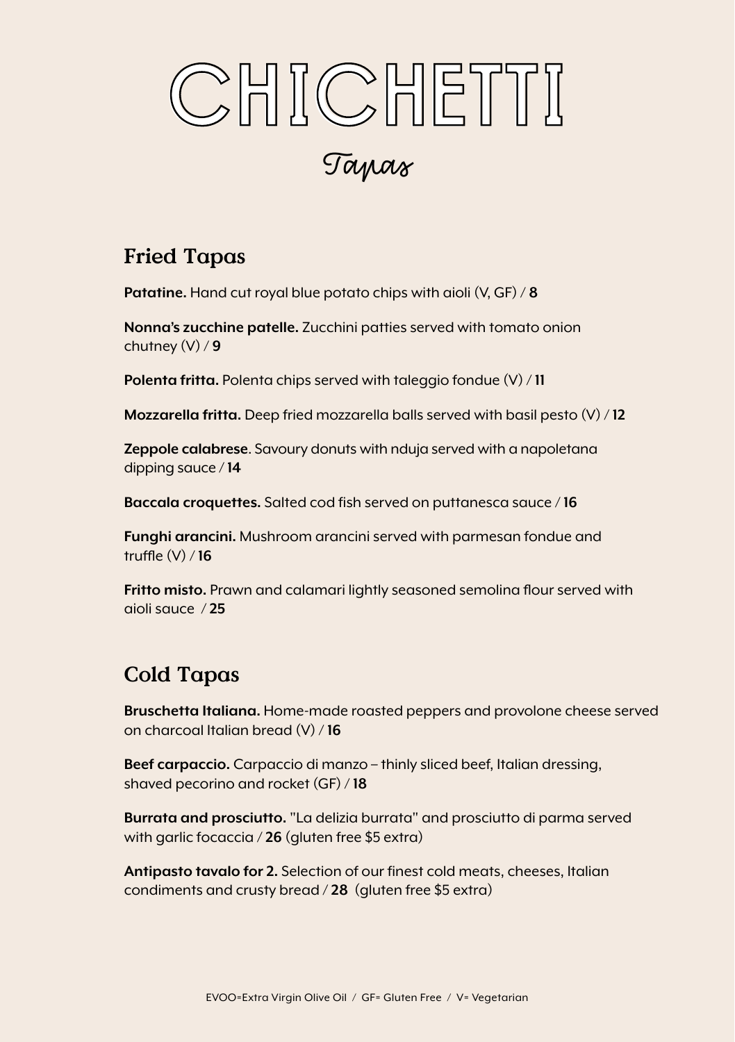# CHICHETTI

## Tapas

### Fried Tapas

**Patatine.** Hand cut royal blue potato chips with aioli (V, GF) / **8**

**Nonna's zucchine patelle.** Zucchini patties served with tomato onion chutney (V) / **9**

**Polenta fritta.** Polenta chips served with taleggio fondue (V) / **11**

**Mozzarella fritta.** Deep fried mozzarella balls served with basil pesto (V) / **12**

**Zeppole calabrese**. Savoury donuts with nduja served with a napoletana dipping sauce / **14**

**Baccala croquettes.** Salted cod fish served on puttanesca sauce / **16**

**Funghi arancini.** Mushroom arancini served with parmesan fondue and truffle (V) / **16**

**Fritto misto.** Prawn and calamari lightly seasoned semolina flour served with aioli sauce / **25**

### Cold Tapas

**Bruschetta Italiana.** Home-made roasted peppers and provolone cheese served on charcoal Italian bread (V) / **16**

**Beef carpaccio.** Carpaccio di manzo – thinly sliced beef, Italian dressing, shaved pecorino and rocket (GF) / **18**

**Burrata and prosciutto.** "La delizia burrata" and prosciutto di parma served with garlic focaccia / **26** (gluten free $5 extra)

**Antipasto tavalo for 2.** Selection of our finest cold meats, cheeses, Italian condiments and crusty bread / **28** (gluten free $5 extra)

EVOO=Extra Virgin Olive Oil / GF= Gluten Free / V= Vegetarian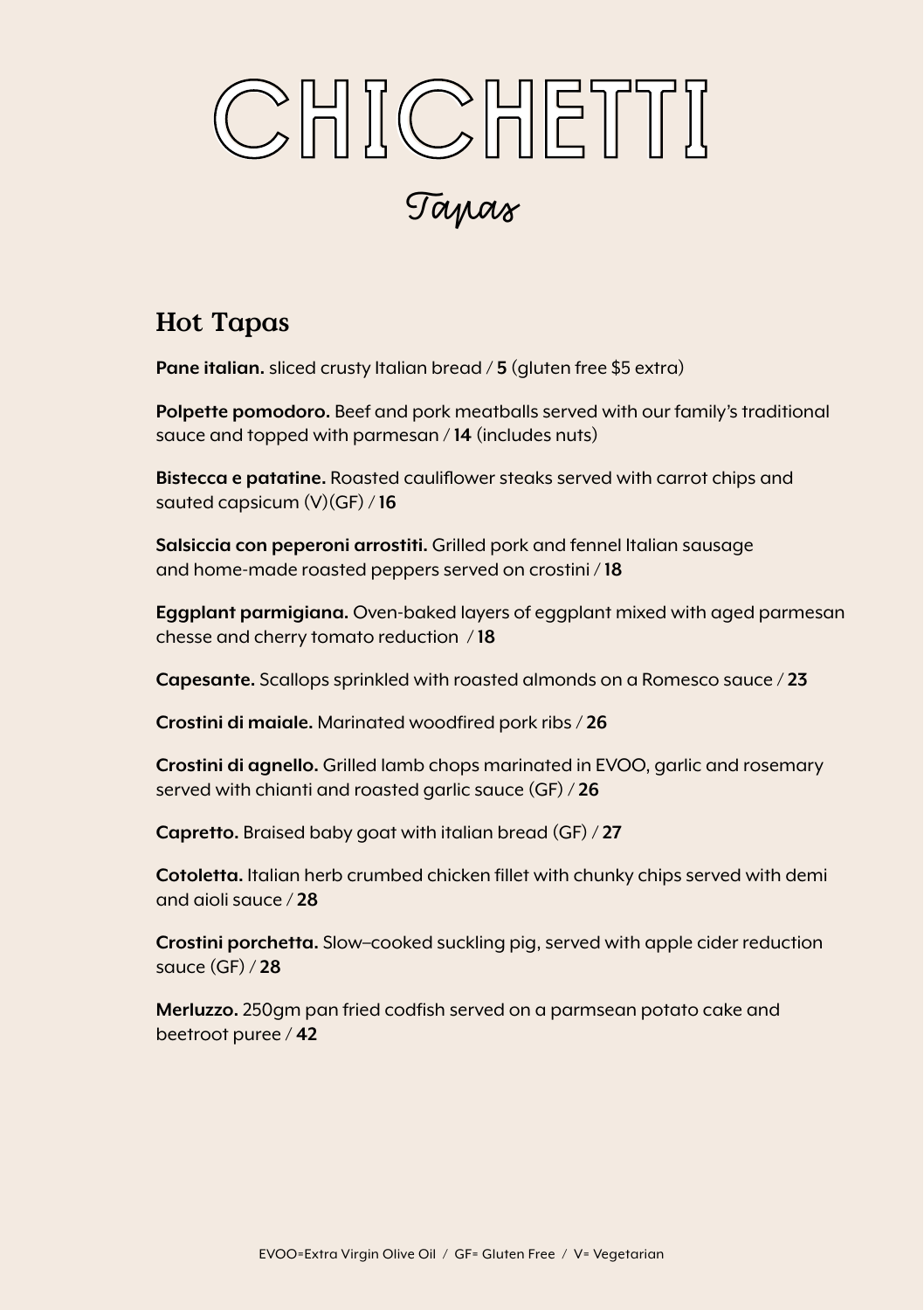# CHICHETTI

Tapas

## Hot Tapas

**Pane italian.** sliced crusty Italian bread / **5** (gluten free $5 extra)

**Polpette pomodoro.** Beef and pork meatballs served with our family's traditional sauce and topped with parmesan / **14** (includes nuts)

**Bistecca e patatine.** Roasted cauliflower steaks served with carrot chips and sauted capsicum (V)(GF) / **16**

**Salsiccia con peperoni arrostiti.** Grilled pork and fennel Italian sausage and home-made roasted peppers served on crostini / **18**

**Eggplant parmigiana.** Oven-baked layers of eggplant mixed with aged parmesan chesse and cherry tomato reduction / **18**

**Capesante.** Scallops sprinkled with roasted almonds on a Romesco sauce / **23**

**Crostini di maiale.** Marinated woodfired pork ribs / **26**

**Crostini di agnello.** Grilled lamb chops marinated in EVOO, garlic and rosemary served with chianti and roasted garlic sauce (GF) / **26**

**Capretto.** Braised baby goat with italian bread (GF) / **27**

**Cotoletta.** Italian herb crumbed chicken fillet with chunky chips served with demi and aioli sauce / **28**

**Crostini porchetta.** Slow–cooked suckling pig, served with apple cider reduction sauce (GF) / **28**

**Merluzzo.** 250gm pan fried codfish served on a parmsean potato cake and beetroot puree / **42**

EVOO=Extra Virgin Olive Oil / GF= Gluten Free / V= Vegetarian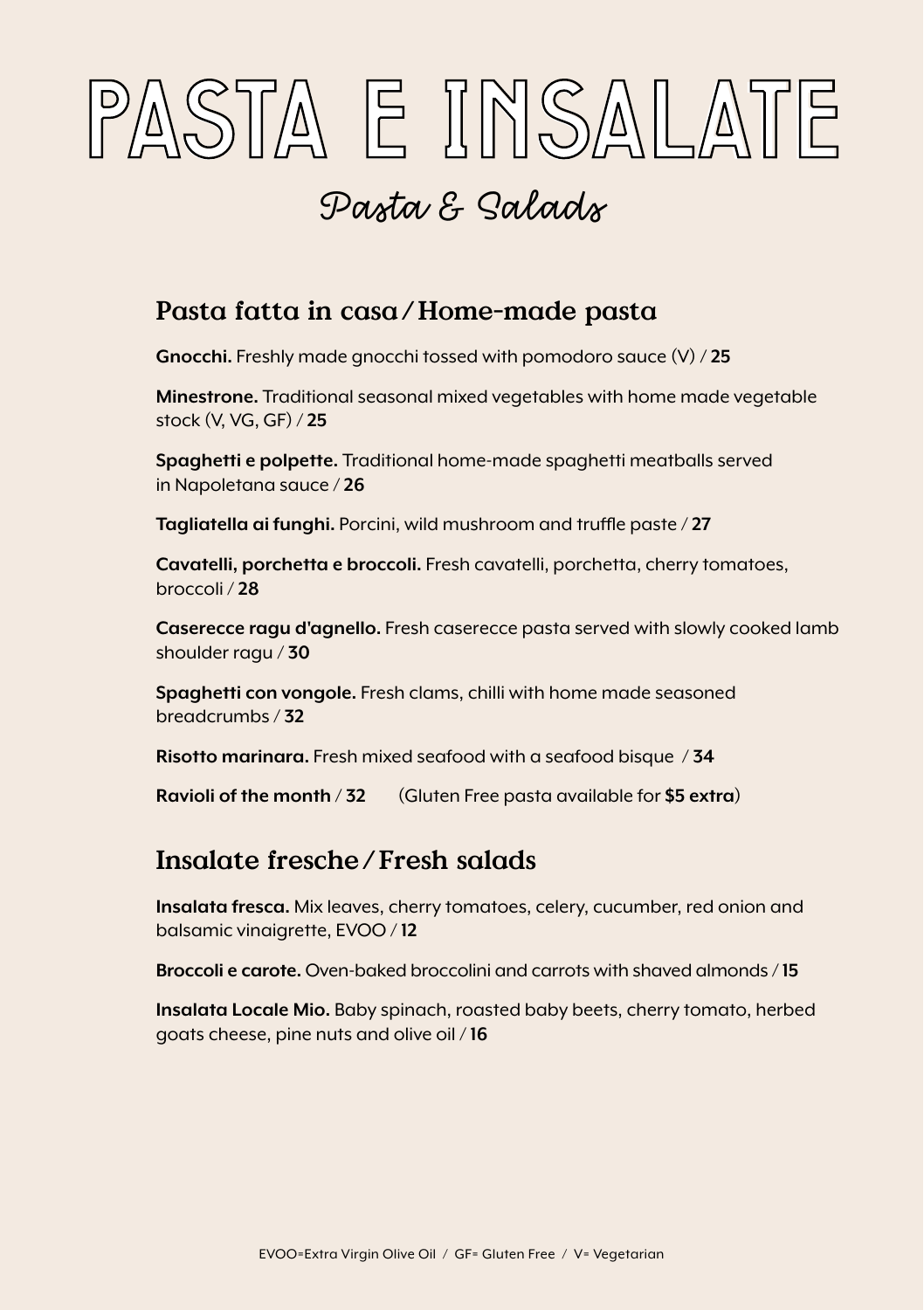# PASTA E INSALATE

## Pasta & Salads

### Pasta fatta in casa / Home-made pasta

**Gnocchi.** Freshly made gnocchi tossed with pomodoro sauce (V) / **25**

**Minestrone.** Traditional seasonal mixed vegetables with home made vegetable stock (V, VG, GF) / **25**

**Spaghetti e polpette.** Traditional home-made spaghetti meatballs served in Napoletana sauce / **26**

**Tagliatella ai funghi.** Porcini, wild mushroom and truffle paste / **27**

**Cavatelli, porchetta e broccoli.** Fresh cavatelli, porchetta, cherry tomatoes, broccoli / **28**

**Caserecce ragu d'agnello.** Fresh caserecce pasta served with slowly cooked lamb shoulder ragu / **30**

**Spaghetti con vongole.** Fresh clams, chilli with home made seasoned breadcrumbs / **32**

**Risotto marinara.** Fresh mixed seafood with a seafood bisque / **34**

**Ravioli of the month** / **32** (Gluten Free pasta available for **$5 extra**)

### Insalate fresche / Fresh salads

**Insalata fresca.** Mix leaves, cherry tomatoes, celery, cucumber, red onion and balsamic vinaigrette, EVOO / **12**

**Broccoli e carote.** Oven-baked broccolini and carrots with shaved almonds / **15**

**Insalata Locale Mio.** Baby spinach, roasted baby beets, cherry tomato, herbed goats cheese, pine nuts and olive oil / **16**

EVOO=Extra Virgin Olive Oil / GF= Gluten Free / V= Vegetarian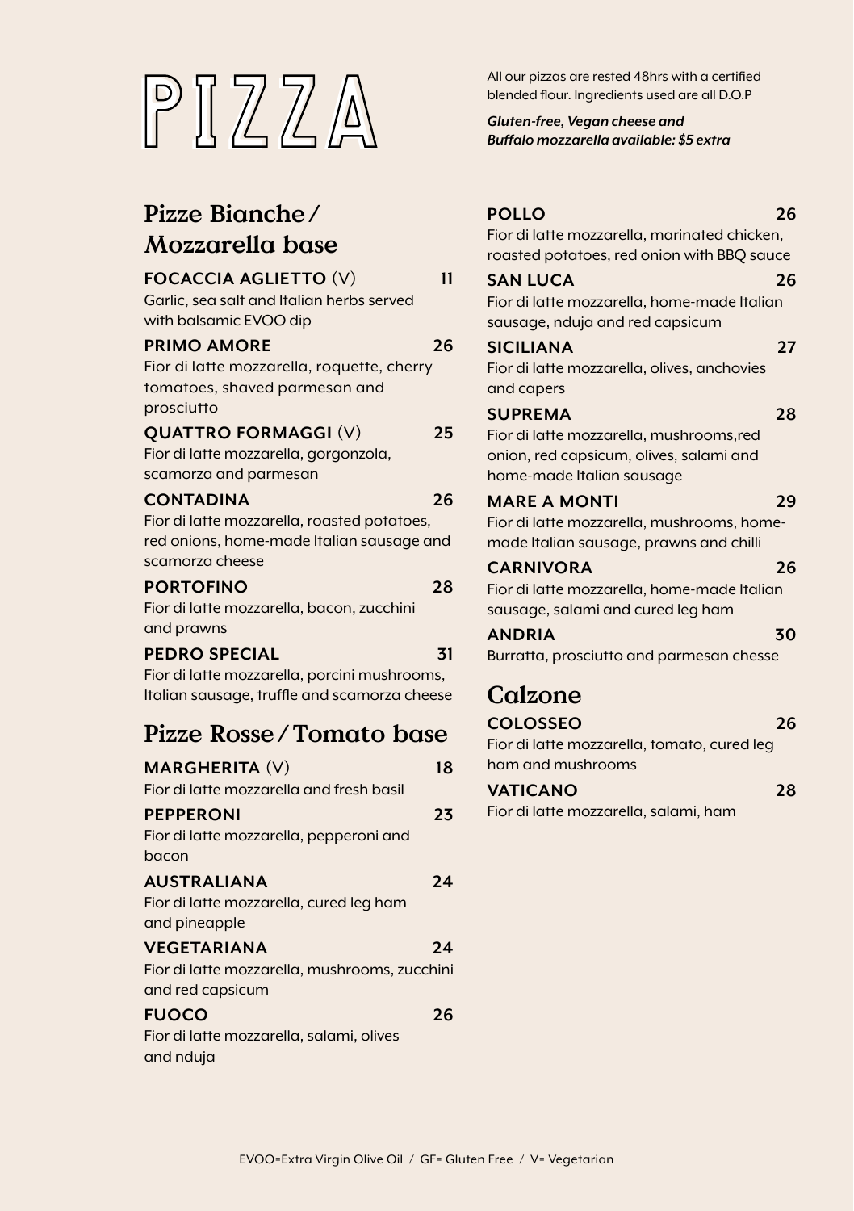# PIZZA

All our pizzas are rested 48hrs with a certified blended flour. Ingredients used are all D.O.P

***Gluten-free, Vegan cheese and Buffalo mozzarella available: $5 extra***

## Pizze Bianche / Mozzarella base

**FOCACCIA AGLIETTO** (V) **11**
Garlic, sea salt and Italian herbs served with balsamic EVOO dip

**PRIMO AMORE** **26**
Fior di latte mozzarella, roquette, cherry tomatoes, shaved parmesan and prosciutto

**QUATTRO FORMAGGI** (V) **25**
Fior di latte mozzarella, gorgonzola, scamorza and parmesan

**CONTADINA** **26**
Fior di latte mozzarella, roasted potatoes, red onions, home-made Italian sausage and scamorza cheese

**PORTOFINO** **28**
Fior di latte mozzarella, bacon, zucchini and prawns

**PEDRO SPECIAL** **31**
Fior di latte mozzarella, porcini mushrooms, Italian sausage, truffle and scamorza cheese

## Pizze Rosse / Tomato base

**MARGHERITA** (V) **18**
Fior di latte mozzarella and fresh basil

**PEPPERONI** **23**
Fior di latte mozzarella, pepperoni and bacon

**AUSTRALIANA** **24**
Fior di latte mozzarella, cured leg ham and pineapple

**VEGETARIANA** **24**
Fior di latte mozzarella, mushrooms, zucchini and red capsicum

**FUOCO** **26**
Fior di latte mozzarella, salami, olives and nduja

**POLLO** **26**
Fior di latte mozzarella, marinated chicken, roasted potatoes, red onion with BBQ sauce

**SAN LUCA** **26**
Fior di latte mozzarella, home-made Italian sausage, nduja and red capsicum

**SICILIANA** **27**
Fior di latte mozzarella, olives, anchovies and capers

**SUPREMA** **28**
Fior di latte mozzarella, mushrooms,red onion, red capsicum, olives, salami and home-made Italian sausage

**MARE A MONTI** **29**
Fior di latte mozzarella, mushrooms, home-made Italian sausage, prawns and chilli

**CARNIVORA** **26**
Fior di latte mozzarella, home-made Italian sausage, salami and cured leg ham

**ANDRIA** **30**
Burratta, prosciutto and parmesan chesse

## Calzone

**COLOSSEO** **26**
Fior di latte mozzarella, tomato, cured leg ham and mushrooms

**VATICANO** **28**
Fior di latte mozzarella, salami, ham

EVOO=Extra Virgin Olive Oil / GF= Gluten Free / V= Vegetarian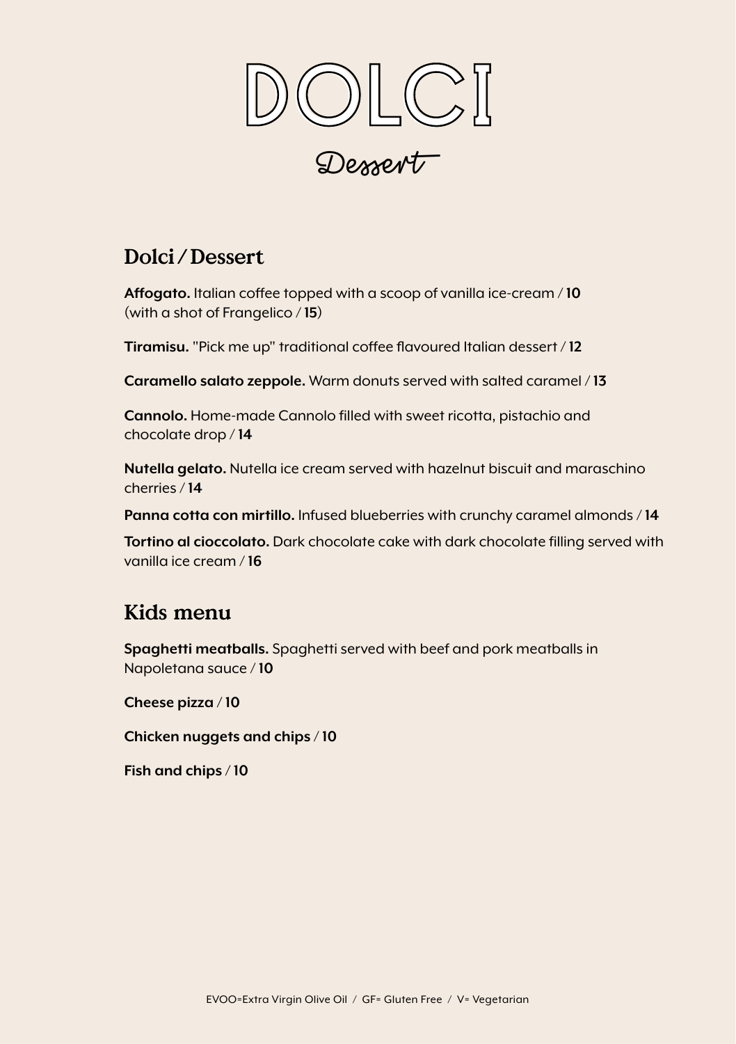# DOLCI

Dessert

## Dolci / Dessert

**Affogato.** Italian coffee topped with a scoop of vanilla ice-cream / **10** (with a shot of Frangelico / **15**)

**Tiramisu.** "Pick me up" traditional coffee flavoured Italian dessert / **12**

**Caramello salato zeppole.** Warm donuts served with salted caramel / **13**

**Cannolo.** Home-made Cannolo filled with sweet ricotta, pistachio and chocolate drop / **14**

**Nutella gelato.** Nutella ice cream served with hazelnut biscuit and maraschino cherries / **14**

**Panna cotta con mirtillo.** Infused blueberries with crunchy caramel almonds / **14**

**Tortino al cioccolato.** Dark chocolate cake with dark chocolate filling served with vanilla ice cream / **16**

## Kids menu

**Spaghetti meatballs.** Spaghetti served with beef and pork meatballs in Napoletana sauce / **10**

**Cheese pizza** / **10**

**Chicken nuggets and chips** / **10**

**Fish and chips** / **10**

EVOO=Extra Virgin Olive Oil / GF= Gluten Free / V= Vegetarian